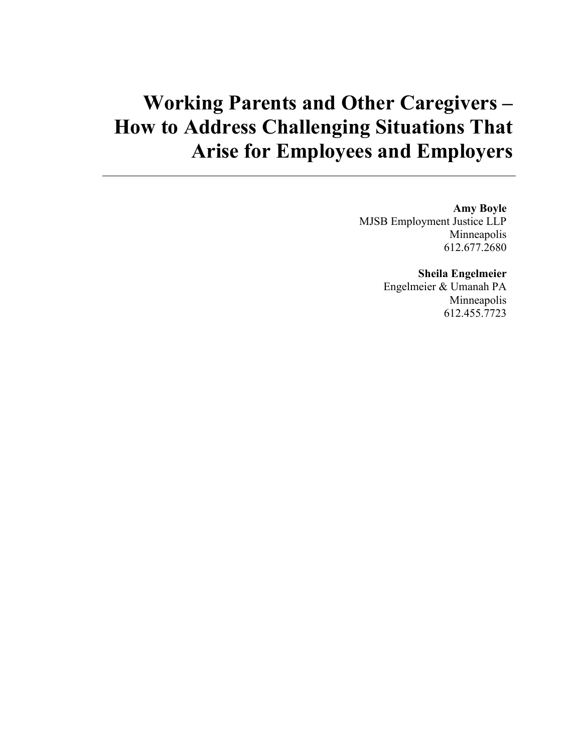# Working Parents and Other Caregivers – How to Address Challenging Situations That Arise for Employees and Employers

---

**Amy Boyle**
MJSB Employment Justice LLP
Minneapolis
612.677.2680

**Sheila Engelmeier**
Engelmeier & Umanah PA
Minneapolis
612.455.7723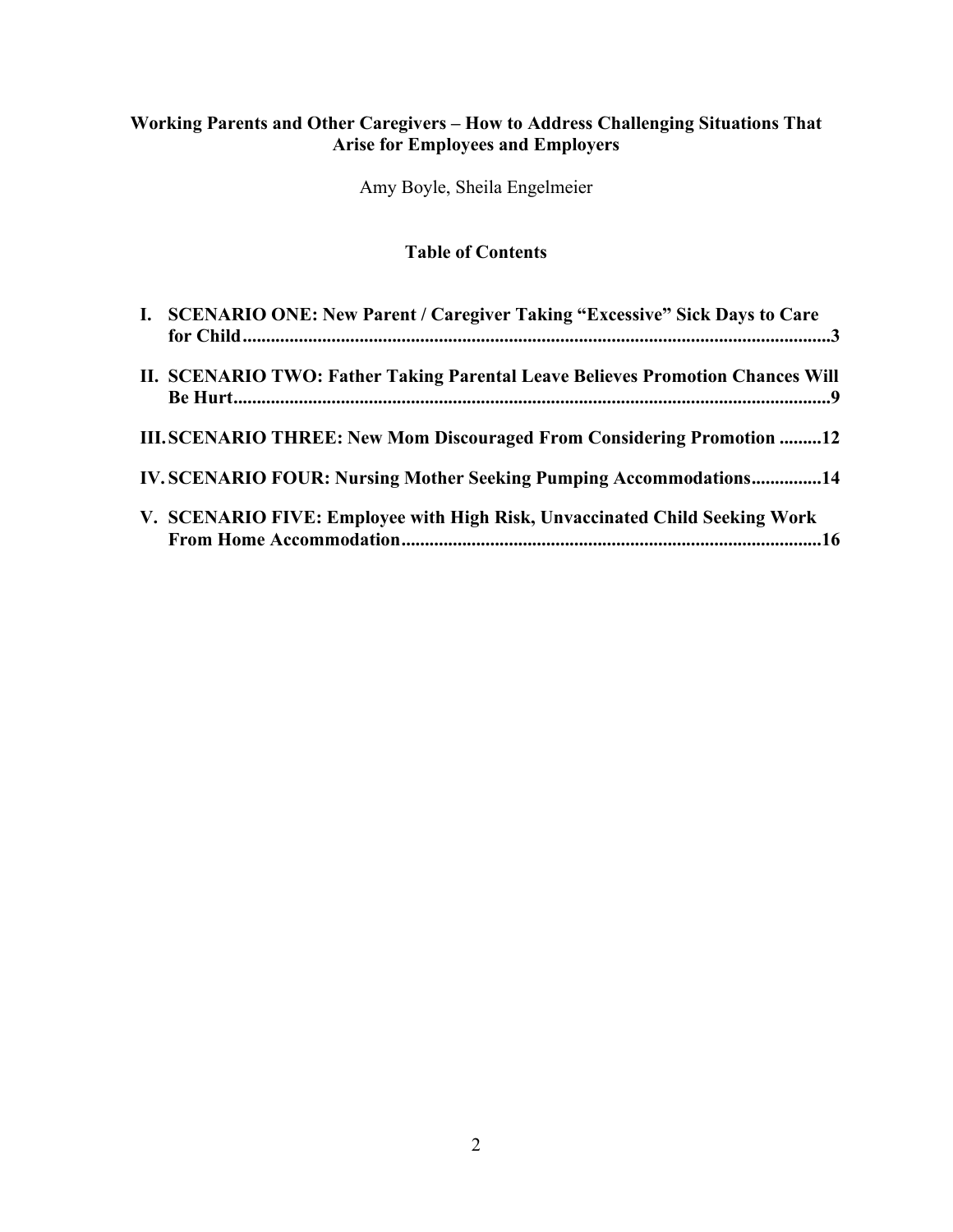# Working Parents and Other Caregivers – How to Address Challenging Situations That Arise for Employees and Employers

Amy Boyle, Sheila Engelmeier

## Table of Contents

- **I. SCENARIO ONE: New Parent / Caregiver Taking "Excessive" Sick Days to Care for Child**......3
- **II. SCENARIO TWO: Father Taking Parental Leave Believes Promotion Chances Will Be Hurt**......9
- **III. SCENARIO THREE: New Mom Discouraged From Considering Promotion**......12
- **IV. SCENARIO FOUR: Nursing Mother Seeking Pumping Accommodations**......14
- **V. SCENARIO FIVE: Employee with High Risk, Unvaccinated Child Seeking Work From Home Accommodation**......16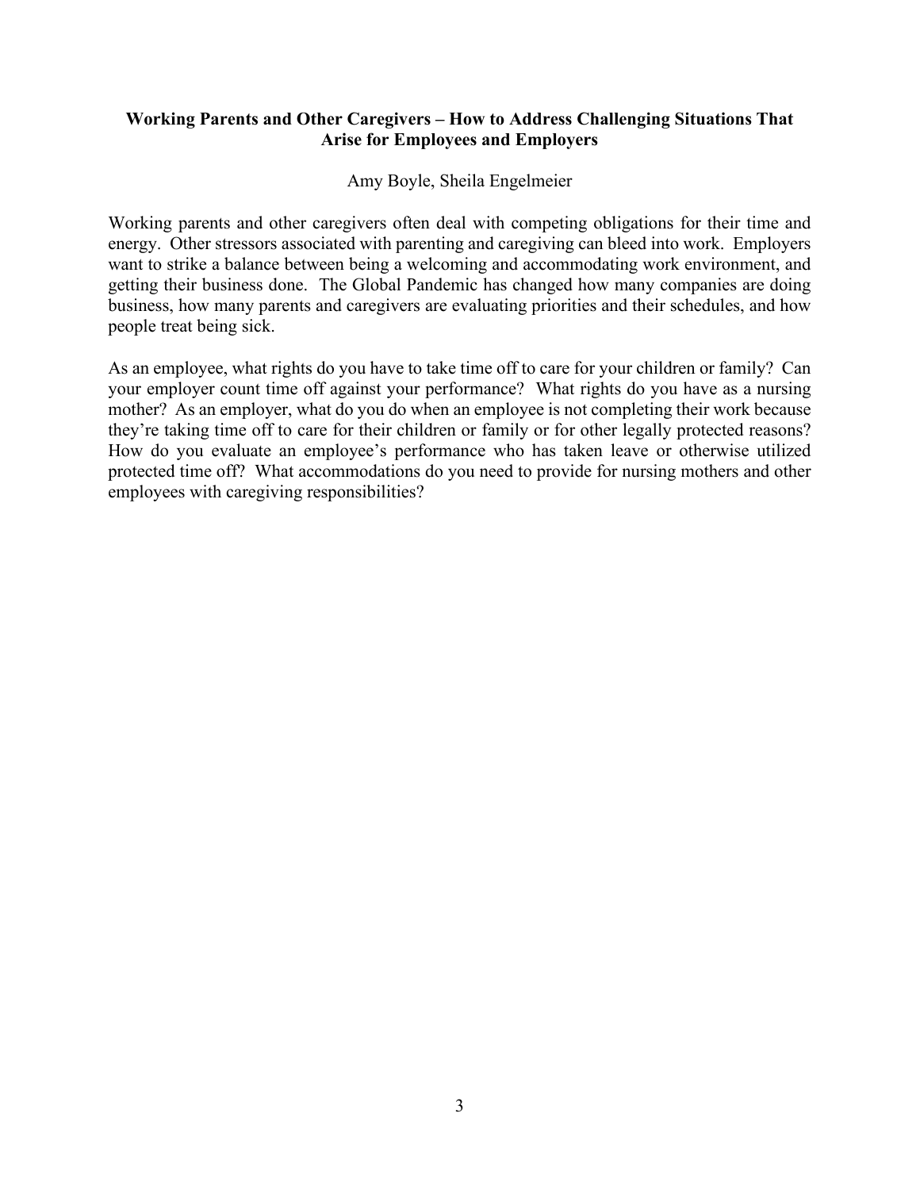## Working Parents and Other Caregivers – How to Address Challenging Situations That Arise for Employees and Employers

Amy Boyle, Sheila Engelmeier

Working parents and other caregivers often deal with competing obligations for their time and energy. Other stressors associated with parenting and caregiving can bleed into work. Employers want to strike a balance between being a welcoming and accommodating work environment, and getting their business done. The Global Pandemic has changed how many companies are doing business, how many parents and caregivers are evaluating priorities and their schedules, and how people treat being sick.

As an employee, what rights do you have to take time off to care for your children or family? Can your employer count time off against your performance? What rights do you have as a nursing mother? As an employer, what do you do when an employee is not completing their work because they're taking time off to care for their children or family or for other legally protected reasons? How do you evaluate an employee's performance who has taken leave or otherwise utilized protected time off? What accommodations do you need to provide for nursing mothers and other employees with caregiving responsibilities?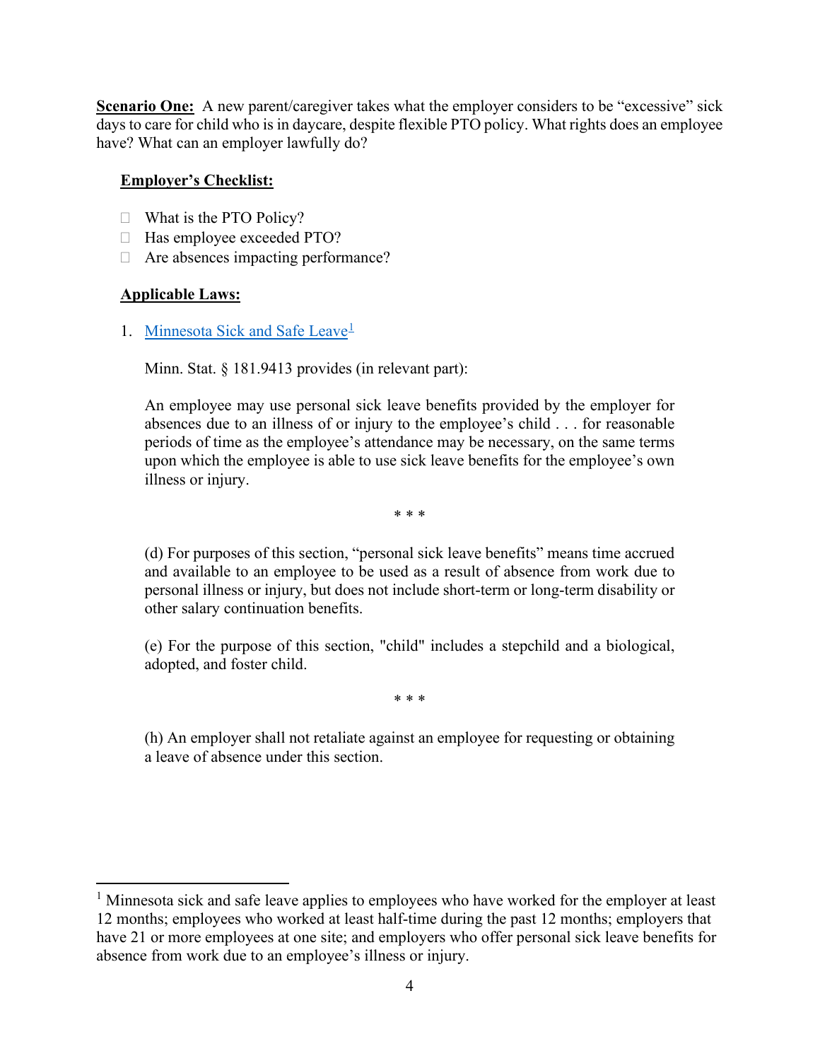**Scenario One:** A new parent/caregiver takes what the employer considers to be "excessive" sick days to care for child who is in daycare, despite flexible PTO policy. What rights does an employee have? What can an employer lawfully do?

**Employer's Checklist:**

- ☐ What is the PTO Policy?
- ☐ Has employee exceeded PTO?
- ☐ Are absences impacting performance?

**Applicable Laws:**

1. Minnesota Sick and Safe Leave[1]

   Minn. Stat. § 181.9413 provides (in relevant part):

   An employee may use personal sick leave benefits provided by the employer for absences due to an illness of or injury to the employee's child . . . for reasonable periods of time as the employee's attendance may be necessary, on the same terms upon which the employee is able to use sick leave benefits for the employee's own illness or injury.

   \* \* \*

   (d) For purposes of this section, "personal sick leave benefits" means time accrued and available to an employee to be used as a result of absence from work due to personal illness or injury, but does not include short-term or long-term disability or other salary continuation benefits.

   (e) For the purpose of this section, "child" includes a stepchild and a biological, adopted, and foster child.

   \* \* \*

   (h) An employer shall not retaliate against an employee for requesting or obtaining a leave of absence under this section.

---

[1] Minnesota sick and safe leave applies to employees who have worked for the employer at least 12 months; employees who worked at least half-time during the past 12 months; employers that have 21 or more employees at one site; and employers who offer personal sick leave benefits for absence from work due to an employee's illness or injury.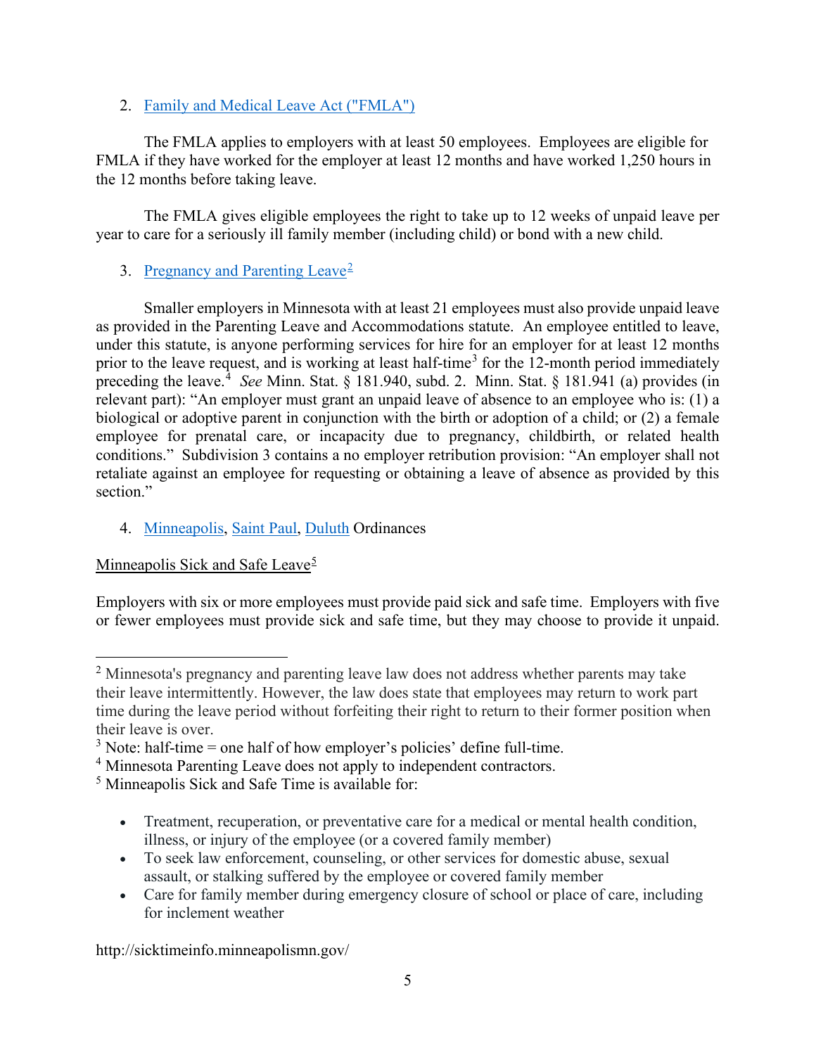2. Family and Medical Leave Act ("FMLA")

The FMLA applies to employers with at least 50 employees. Employees are eligible for FMLA if they have worked for the employer at least 12 months and have worked 1,250 hours in the 12 months before taking leave.

The FMLA gives eligible employees the right to take up to 12 weeks of unpaid leave per year to care for a seriously ill family member (including child) or bond with a new child.

3. Pregnancy and Parenting Leave[2]

Smaller employers in Minnesota with at least 21 employees must also provide unpaid leave as provided in the Parenting Leave and Accommodations statute. An employee entitled to leave, under this statute, is anyone performing services for hire for an employer for at least 12 months prior to the leave request, and is working at least half-time[3] for the 12-month period immediately preceding the leave.[4] *See* Minn. Stat. § 181.940, subd. 2. Minn. Stat. § 181.941 (a) provides (in relevant part): "An employer must grant an unpaid leave of absence to an employee who is: (1) a biological or adoptive parent in conjunction with the birth or adoption of a child; or (2) a female employee for prenatal care, or incapacity due to pregnancy, childbirth, or related health conditions." Subdivision 3 contains a no employer retribution provision: "An employer shall not retaliate against an employee for requesting or obtaining a leave of absence as provided by this section."

4. Minneapolis, Saint Paul, Duluth Ordinances

Minneapolis Sick and Safe Leave[5]

Employers with six or more employees must provide paid sick and safe time. Employers with five or fewer employees must provide sick and safe time, but they may choose to provide it unpaid.

---

[2] Minnesota's pregnancy and parenting leave law does not address whether parents may take their leave intermittently. However, the law does state that employees may return to work part time during the leave period without forfeiting their right to return to their former position when their leave is over.

[3] Note: half-time = one half of how employer's policies' define full-time.

[4] Minnesota Parenting Leave does not apply to independent contractors.

[5] Minneapolis Sick and Safe Time is available for:

- Treatment, recuperation, or preventative care for a medical or mental health condition, illness, or injury of the employee (or a covered family member)
- To seek law enforcement, counseling, or other services for domestic abuse, sexual assault, or stalking suffered by the employee or covered family member
- Care for family member during emergency closure of school or place of care, including for inclement weather

http://sicktimeinfo.minneapolismn.gov/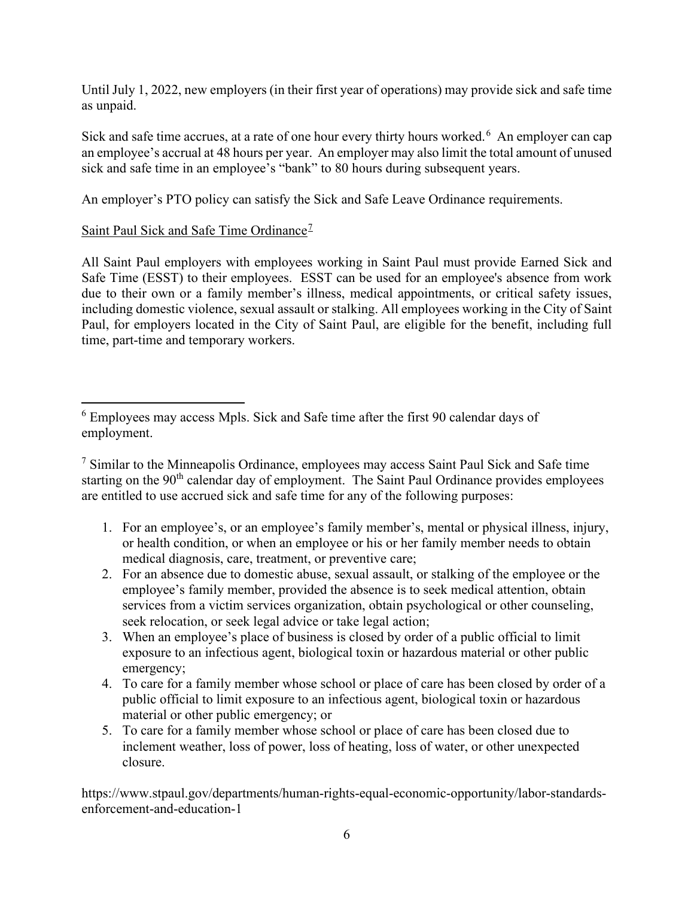Until July 1, 2022, new employers (in their first year of operations) may provide sick and safe time as unpaid.

Sick and safe time accrues, at a rate of one hour every thirty hours worked.[6] An employer can cap an employee's accrual at 48 hours per year. An employer may also limit the total amount of unused sick and safe time in an employee's "bank" to 80 hours during subsequent years.

An employer's PTO policy can satisfy the Sick and Safe Leave Ordinance requirements.

<u>Saint Paul Sick and Safe Time Ordinance</u>[7]

All Saint Paul employers with employees working in Saint Paul must provide Earned Sick and Safe Time (ESST) to their employees. ESST can be used for an employee's absence from work due to their own or a family member's illness, medical appointments, or critical safety issues, including domestic violence, sexual assault or stalking. All employees working in the City of Saint Paul, for employers located in the City of Saint Paul, are eligible for the benefit, including full time, part-time and temporary workers.

---

[6] Employees may access Mpls. Sick and Safe time after the first 90 calendar days of employment.

[7] Similar to the Minneapolis Ordinance, employees may access Saint Paul Sick and Safe time starting on the 90th calendar day of employment. The Saint Paul Ordinance provides employees are entitled to use accrued sick and safe time for any of the following purposes:

1. For an employee's, or an employee's family member's, mental or physical illness, injury, or health condition, or when an employee or his or her family member needs to obtain medical diagnosis, care, treatment, or preventive care;
2. For an absence due to domestic abuse, sexual assault, or stalking of the employee or the employee's family member, provided the absence is to seek medical attention, obtain services from a victim services organization, obtain psychological or other counseling, seek relocation, or seek legal advice or take legal action;
3. When an employee's place of business is closed by order of a public official to limit exposure to an infectious agent, biological toxin or hazardous material or other public emergency;
4. To care for a family member whose school or place of care has been closed by order of a public official to limit exposure to an infectious agent, biological toxin or hazardous material or other public emergency; or
5. To care for a family member whose school or place of care has been closed due to inclement weather, loss of power, loss of heating, loss of water, or other unexpected closure.

https://www.stpaul.gov/departments/human-rights-equal-economic-opportunity/labor-standards-enforcement-and-education-1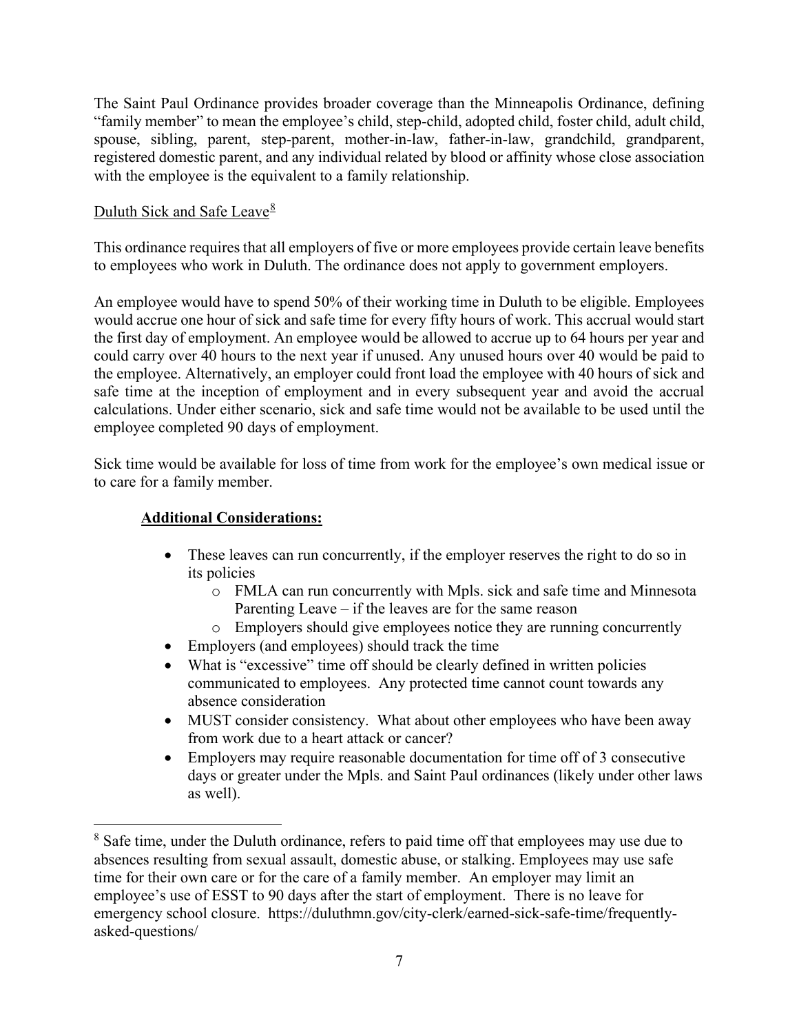The Saint Paul Ordinance provides broader coverage than the Minneapolis Ordinance, defining "family member" to mean the employee's child, step-child, adopted child, foster child, adult child, spouse, sibling, parent, step-parent, mother-in-law, father-in-law, grandchild, grandparent, registered domestic parent, and any individual related by blood or affinity whose close association with the employee is the equivalent to a family relationship.

Duluth Sick and Safe Leave[8]

This ordinance requires that all employers of five or more employees provide certain leave benefits to employees who work in Duluth. The ordinance does not apply to government employers.

An employee would have to spend 50% of their working time in Duluth to be eligible. Employees would accrue one hour of sick and safe time for every fifty hours of work. This accrual would start the first day of employment. An employee would be allowed to accrue up to 64 hours per year and could carry over 40 hours to the next year if unused. Any unused hours over 40 would be paid to the employee. Alternatively, an employer could front load the employee with 40 hours of sick and safe time at the inception of employment and in every subsequent year and avoid the accrual calculations. Under either scenario, sick and safe time would not be available to be used until the employee completed 90 days of employment.

Sick time would be available for loss of time from work for the employee's own medical issue or to care for a family member.

**Additional Considerations:**

- These leaves can run concurrently, if the employer reserves the right to do so in its policies
  - FMLA can run concurrently with Mpls. sick and safe time and Minnesota Parenting Leave – if the leaves are for the same reason
  - Employers should give employees notice they are running concurrently
- Employers (and employees) should track the time
- What is "excessive" time off should be clearly defined in written policies communicated to employees. Any protected time cannot count towards any absence consideration
- MUST consider consistency. What about other employees who have been away from work due to a heart attack or cancer?
- Employers may require reasonable documentation for time off of 3 consecutive days or greater under the Mpls. and Saint Paul ordinances (likely under other laws as well).

[8] Safe time, under the Duluth ordinance, refers to paid time off that employees may use due to absences resulting from sexual assault, domestic abuse, or stalking. Employees may use safe time for their own care or for the care of a family member. An employer may limit an employee's use of ESST to 90 days after the start of employment. There is no leave for emergency school closure. https://duluthmn.gov/city-clerk/earned-sick-safe-time/frequently-asked-questions/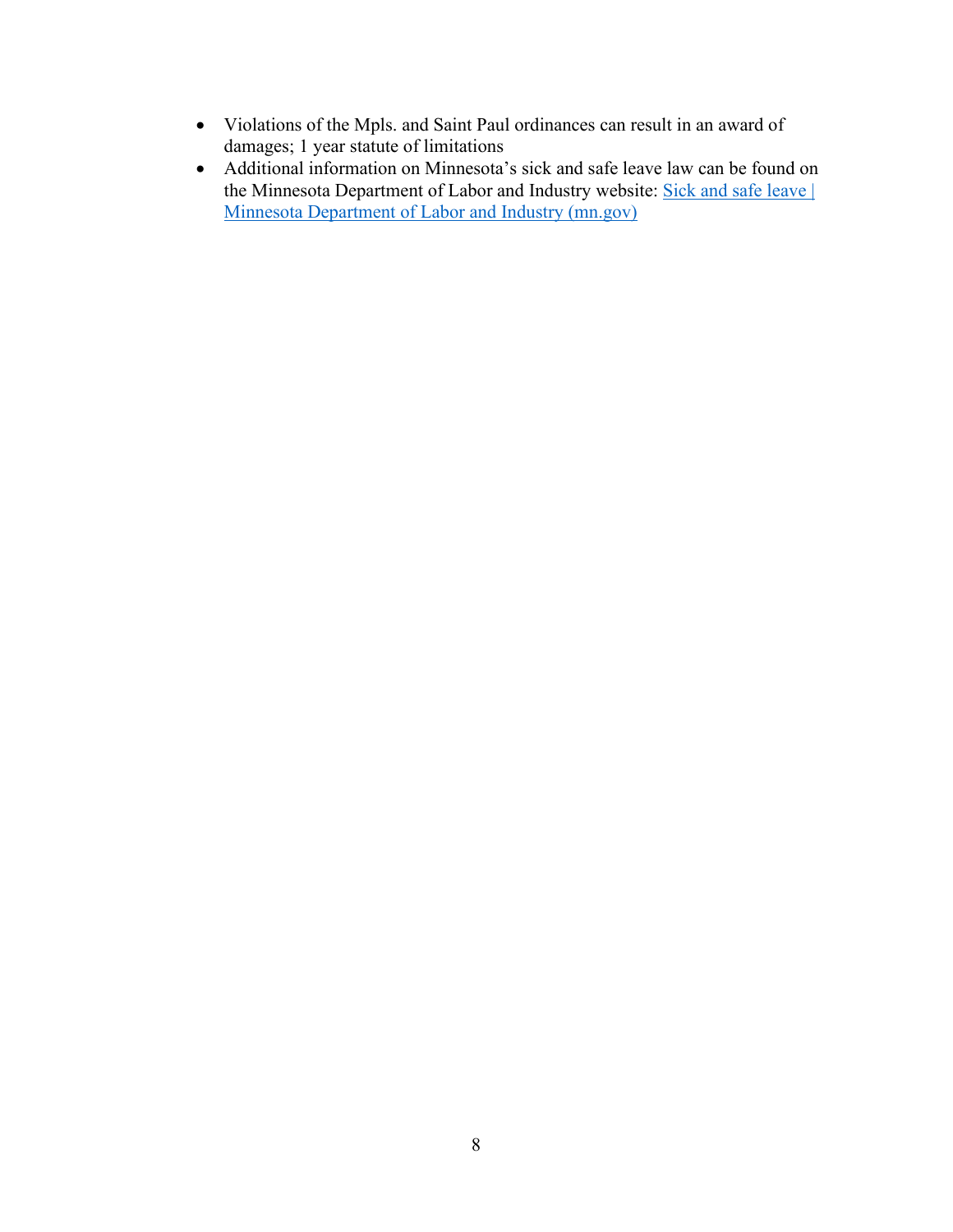- Violations of the Mpls. and Saint Paul ordinances can result in an award of damages; 1 year statute of limitations
- Additional information on Minnesota's sick and safe leave law can be found on the Minnesota Department of Labor and Industry website: Sick and safe leave | Minnesota Department of Labor and Industry (mn.gov)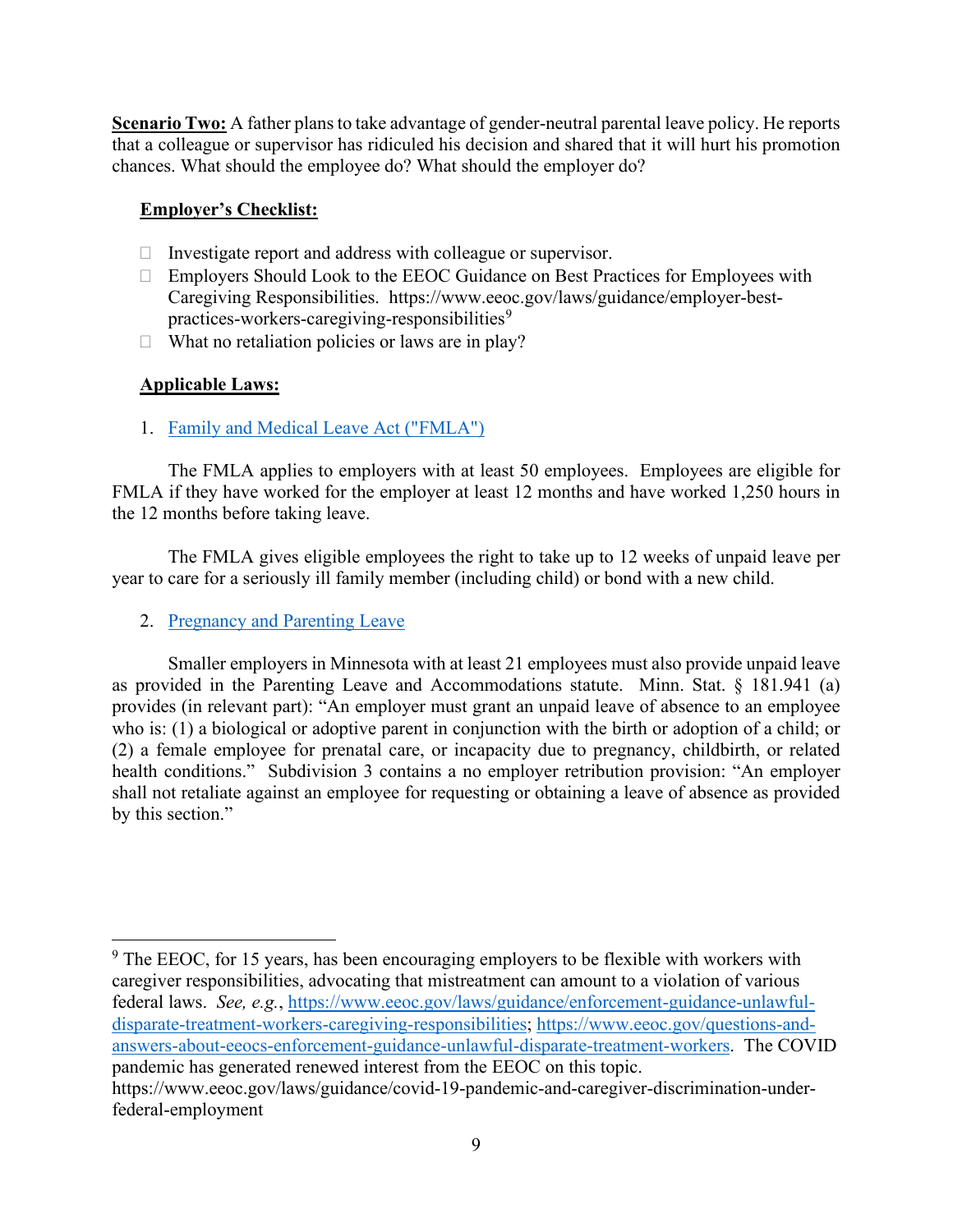**Scenario Two:** A father plans to take advantage of gender-neutral parental leave policy. He reports that a colleague or supervisor has ridiculed his decision and shared that it will hurt his promotion chances. What should the employee do? What should the employer do?

**Employer's Checklist:**

- Investigate report and address with colleague or supervisor.
- Employers Should Look to the EEOC Guidance on Best Practices for Employees with Caregiving Responsibilities. https://www.eeoc.gov/laws/guidance/employer-best-practices-workers-caregiving-responsibilities[9]
- What no retaliation policies or laws are in play?

**Applicable Laws:**

1. Family and Medical Leave Act ("FMLA")

The FMLA applies to employers with at least 50 employees. Employees are eligible for FMLA if they have worked for the employer at least 12 months and have worked 1,250 hours in the 12 months before taking leave.

The FMLA gives eligible employees the right to take up to 12 weeks of unpaid leave per year to care for a seriously ill family member (including child) or bond with a new child.

2. Pregnancy and Parenting Leave

Smaller employers in Minnesota with at least 21 employees must also provide unpaid leave as provided in the Parenting Leave and Accommodations statute. Minn. Stat. § 181.941 (a) provides (in relevant part): "An employer must grant an unpaid leave of absence to an employee who is: (1) a biological or adoptive parent in conjunction with the birth or adoption of a child; or (2) a female employee for prenatal care, or incapacity due to pregnancy, childbirth, or related health conditions." Subdivision 3 contains a no employer retribution provision: "An employer shall not retaliate against an employee for requesting or obtaining a leave of absence as provided by this section."

---

[9] The EEOC, for 15 years, has been encouraging employers to be flexible with workers with caregiver responsibilities, advocating that mistreatment can amount to a violation of various federal laws. *See, e.g.*, https://www.eeoc.gov/laws/guidance/enforcement-guidance-unlawful-disparate-treatment-workers-caregiving-responsibilities; https://www.eeoc.gov/questions-and-answers-about-eeocs-enforcement-guidance-unlawful-disparate-treatment-workers. The COVID pandemic has generated renewed interest from the EEOC on this topic. https://www.eeoc.gov/laws/guidance/covid-19-pandemic-and-caregiver-discrimination-under-federal-employment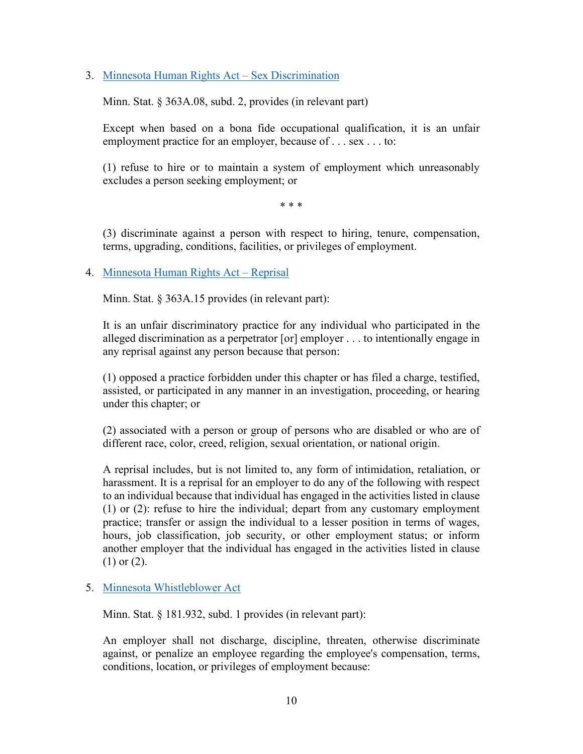3. [Minnesota Human Rights Act – Sex Discrimination]()

   Minn. Stat. § 363A.08, subd. 2, provides (in relevant part)

   Except when based on a bona fide occupational qualification, it is an unfair employment practice for an employer, because of . . . sex . . . to:

   (1) refuse to hire or to maintain a system of employment which unreasonably excludes a person seeking employment; or

   * * *

   (3) discriminate against a person with respect to hiring, tenure, compensation, terms, upgrading, conditions, facilities, or privileges of employment.

4. [Minnesota Human Rights Act – Reprisal]()

   Minn. Stat. § 363A.15 provides (in relevant part):

   It is an unfair discriminatory practice for any individual who participated in the alleged discrimination as a perpetrator [or] employer . . . to intentionally engage in any reprisal against any person because that person:

   (1) opposed a practice forbidden under this chapter or has filed a charge, testified, assisted, or participated in any manner in an investigation, proceeding, or hearing under this chapter; or

   (2) associated with a person or group of persons who are disabled or who are of different race, color, creed, religion, sexual orientation, or national origin.

   A reprisal includes, but is not limited to, any form of intimidation, retaliation, or harassment. It is a reprisal for an employer to do any of the following with respect to an individual because that individual has engaged in the activities listed in clause (1) or (2): refuse to hire the individual; depart from any customary employment practice; transfer or assign the individual to a lesser position in terms of wages, hours, job classification, job security, or other employment status; or inform another employer that the individual has engaged in the activities listed in clause (1) or (2).

5. [Minnesota Whistleblower Act]()

   Minn. Stat. § 181.932, subd. 1 provides (in relevant part):

   An employer shall not discharge, discipline, threaten, otherwise discriminate against, or penalize an employee regarding the employee's compensation, terms, conditions, location, or privileges of employment because: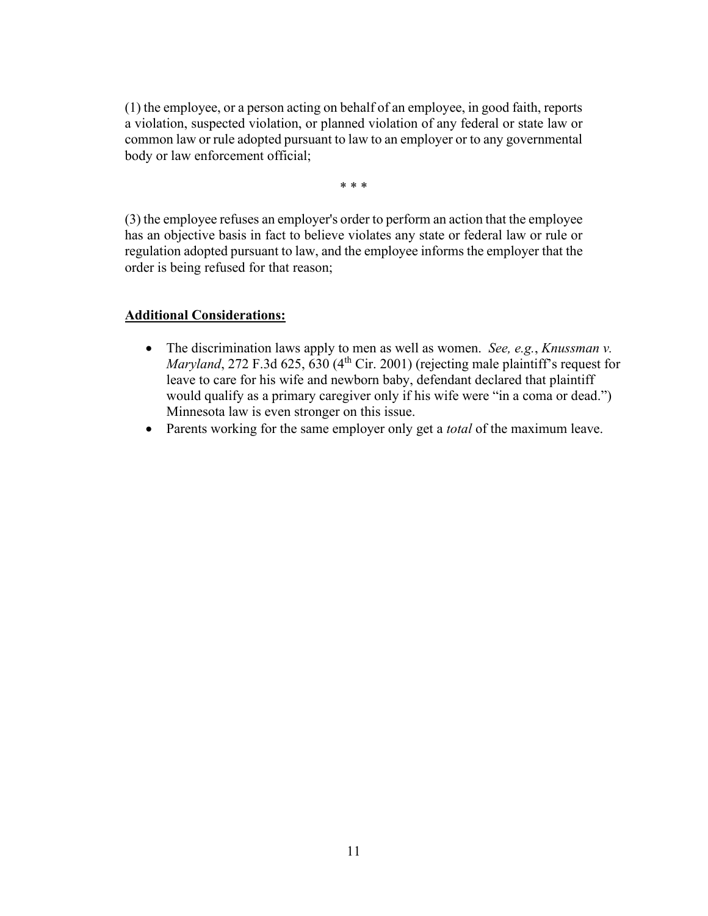(1) the employee, or a person acting on behalf of an employee, in good faith, reports a violation, suspected violation, or planned violation of any federal or state law or common law or rule adopted pursuant to law to an employer or to any governmental body or law enforcement official;

\* \* \*

(3) the employee refuses an employer's order to perform an action that the employee has an objective basis in fact to believe violates any state or federal law or rule or regulation adopted pursuant to law, and the employee informs the employer that the order is being refused for that reason;

**<u>Additional Considerations:</u>**

- The discrimination laws apply to men as well as women. *See, e.g.*, *Knussman v. Maryland*, 272 F.3d 625, 630 (4th Cir. 2001) (rejecting male plaintiff's request for leave to care for his wife and newborn baby, defendant declared that plaintiff would qualify as a primary caregiver only if his wife were "in a coma or dead.") Minnesota law is even stronger on this issue.
- Parents working for the same employer only get a *total* of the maximum leave.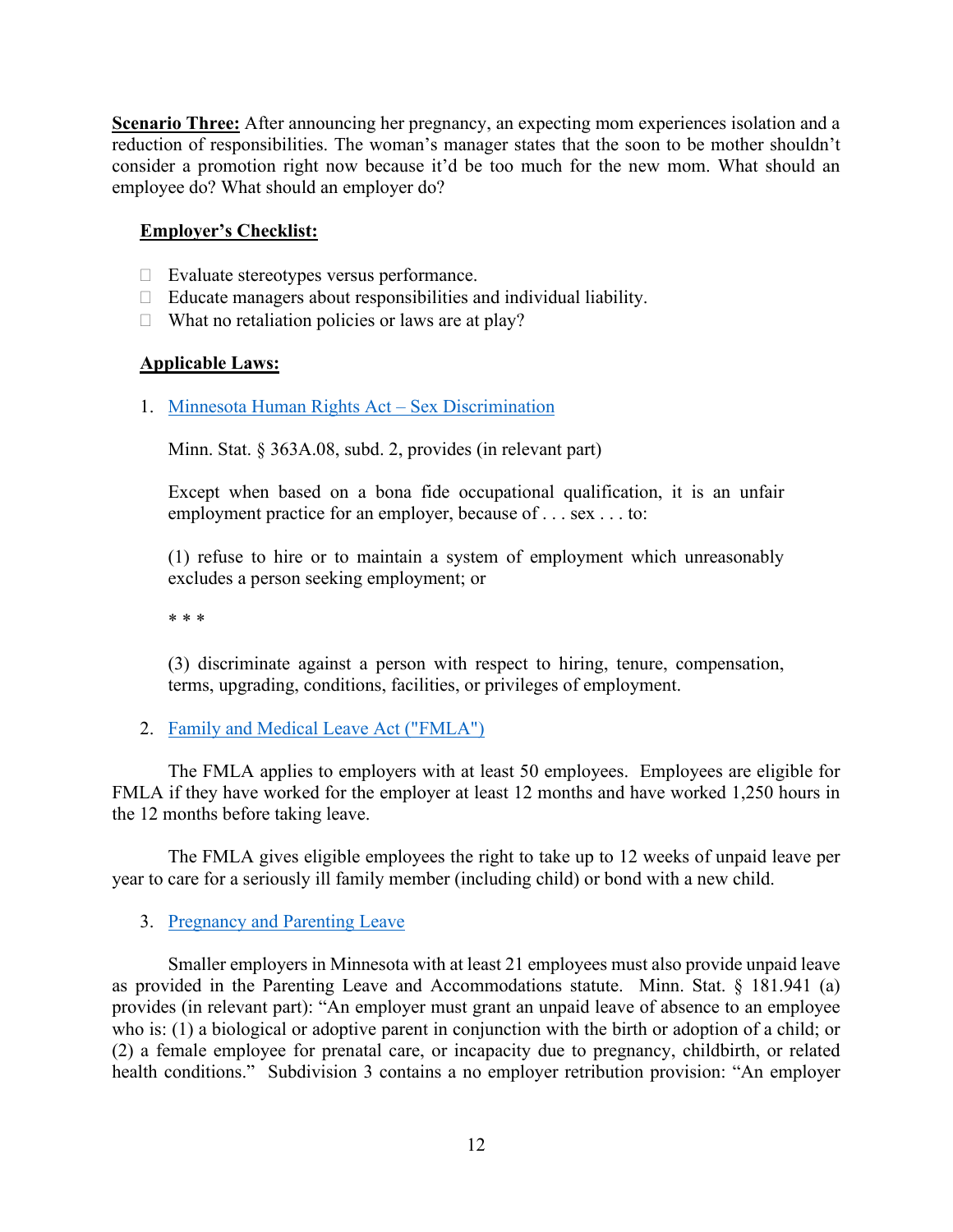**Scenario Three:** After announcing her pregnancy, an expecting mom experiences isolation and a reduction of responsibilities. The woman's manager states that the soon to be mother shouldn't consider a promotion right now because it'd be too much for the new mom. What should an employee do? What should an employer do?

**Employer's Checklist:**

- Evaluate stereotypes versus performance.
- Educate managers about responsibilities and individual liability.
- What no retaliation policies or laws are at play?

**Applicable Laws:**

1. Minnesota Human Rights Act – Sex Discrimination

   Minn. Stat. § 363A.08, subd. 2, provides (in relevant part)

   Except when based on a bona fide occupational qualification, it is an unfair employment practice for an employer, because of . . . sex . . . to:

   (1) refuse to hire or to maintain a system of employment which unreasonably excludes a person seeking employment; or

   * * *

   (3) discriminate against a person with respect to hiring, tenure, compensation, terms, upgrading, conditions, facilities, or privileges of employment.

2. Family and Medical Leave Act ("FMLA")

The FMLA applies to employers with at least 50 employees. Employees are eligible for FMLA if they have worked for the employer at least 12 months and have worked 1,250 hours in the 12 months before taking leave.

The FMLA gives eligible employees the right to take up to 12 weeks of unpaid leave per year to care for a seriously ill family member (including child) or bond with a new child.

3. Pregnancy and Parenting Leave

Smaller employers in Minnesota with at least 21 employees must also provide unpaid leave as provided in the Parenting Leave and Accommodations statute. Minn. Stat. § 181.941 (a) provides (in relevant part): "An employer must grant an unpaid leave of absence to an employee who is: (1) a biological or adoptive parent in conjunction with the birth or adoption of a child; or (2) a female employee for prenatal care, or incapacity due to pregnancy, childbirth, or related health conditions." Subdivision 3 contains a no employer retribution provision: "An employer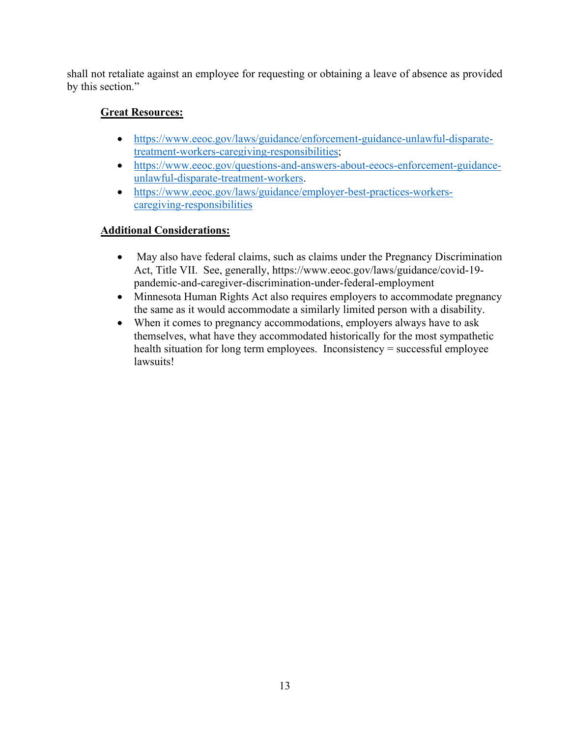shall not retaliate against an employee for requesting or obtaining a leave of absence as provided by this section."

**Great Resources:**

- https://www.eeoc.gov/laws/guidance/enforcement-guidance-unlawful-disparate-treatment-workers-caregiving-responsibilities;
- https://www.eeoc.gov/questions-and-answers-about-eeocs-enforcement-guidance-unlawful-disparate-treatment-workers.
- https://www.eeoc.gov/laws/guidance/employer-best-practices-workers-caregiving-responsibilities

**Additional Considerations:**

- May also have federal claims, such as claims under the Pregnancy Discrimination Act, Title VII. See, generally, https://www.eeoc.gov/laws/guidance/covid-19-pandemic-and-caregiver-discrimination-under-federal-employment
- Minnesota Human Rights Act also requires employers to accommodate pregnancy the same as it would accommodate a similarly limited person with a disability.
- When it comes to pregnancy accommodations, employers always have to ask themselves, what have they accommodated historically for the most sympathetic health situation for long term employees. Inconsistency = successful employee lawsuits!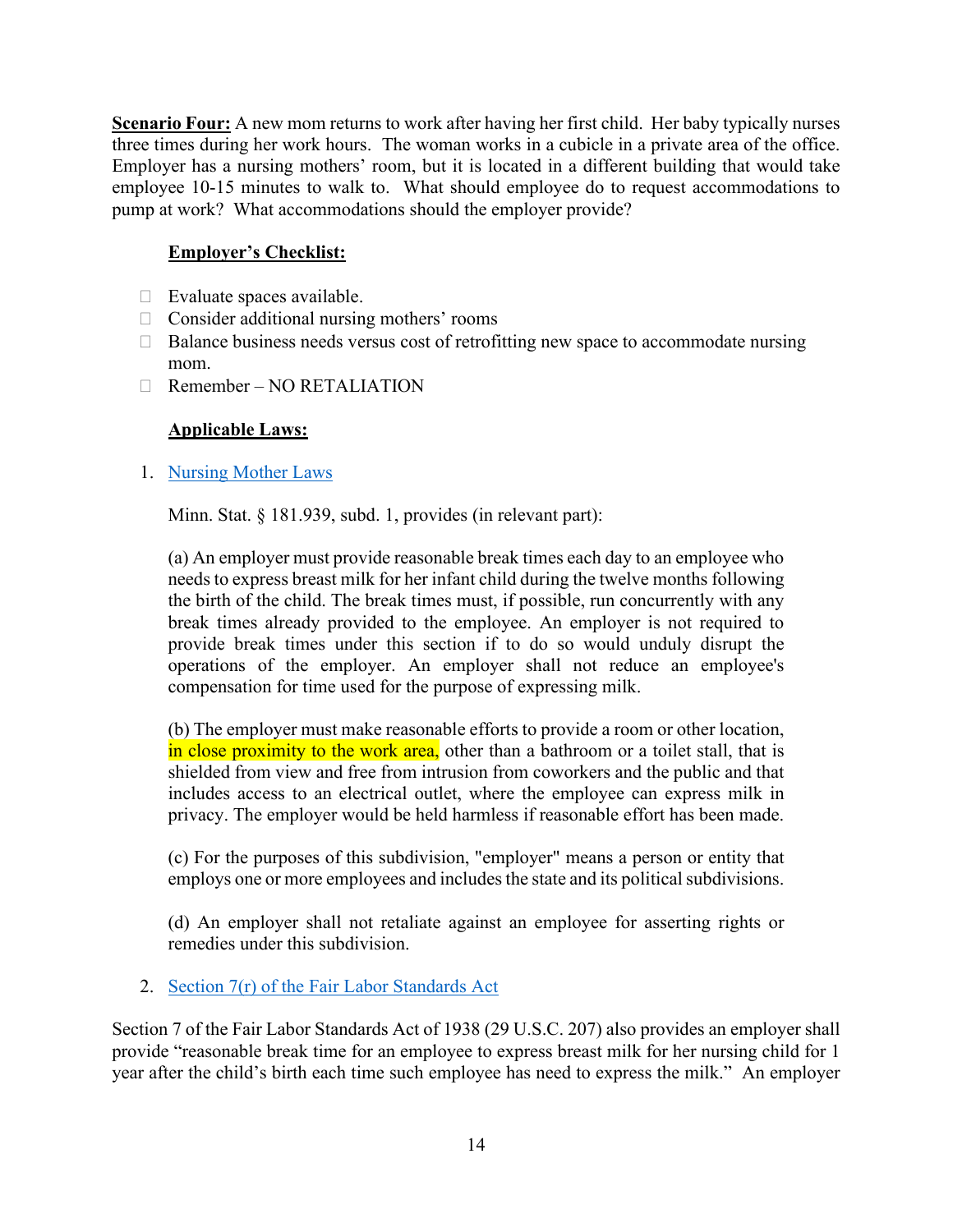**Scenario Four:** A new mom returns to work after having her first child. Her baby typically nurses three times during her work hours. The woman works in a cubicle in a private area of the office. Employer has a nursing mothers' room, but it is located in a different building that would take employee 10-15 minutes to walk to. What should employee do to request accommodations to pump at work? What accommodations should the employer provide?

**Employer's Checklist:**

- Evaluate spaces available.
- Consider additional nursing mothers' rooms
- Balance business needs versus cost of retrofitting new space to accommodate nursing mom.
- Remember – NO RETALIATION

**Applicable Laws:**

1. Nursing Mother Laws

   Minn. Stat. § 181.939, subd. 1, provides (in relevant part):

   (a) An employer must provide reasonable break times each day to an employee who needs to express breast milk for her infant child during the twelve months following the birth of the child. The break times must, if possible, run concurrently with any break times already provided to the employee. An employer is not required to provide break times under this section if to do so would unduly disrupt the operations of the employer. An employer shall not reduce an employee's compensation for time used for the purpose of expressing milk.

   (b) The employer must make reasonable efforts to provide a room or other location, in close proximity to the work area, other than a bathroom or a toilet stall, that is shielded from view and free from intrusion from coworkers and the public and that includes access to an electrical outlet, where the employee can express milk in privacy. The employer would be held harmless if reasonable effort has been made.

   (c) For the purposes of this subdivision, "employer" means a person or entity that employs one or more employees and includes the state and its political subdivisions.

   (d) An employer shall not retaliate against an employee for asserting rights or remedies under this subdivision.

2. Section 7(r) of the Fair Labor Standards Act

Section 7 of the Fair Labor Standards Act of 1938 (29 U.S.C. 207) also provides an employer shall provide "reasonable break time for an employee to express breast milk for her nursing child for 1 year after the child's birth each time such employee has need to express the milk." An employer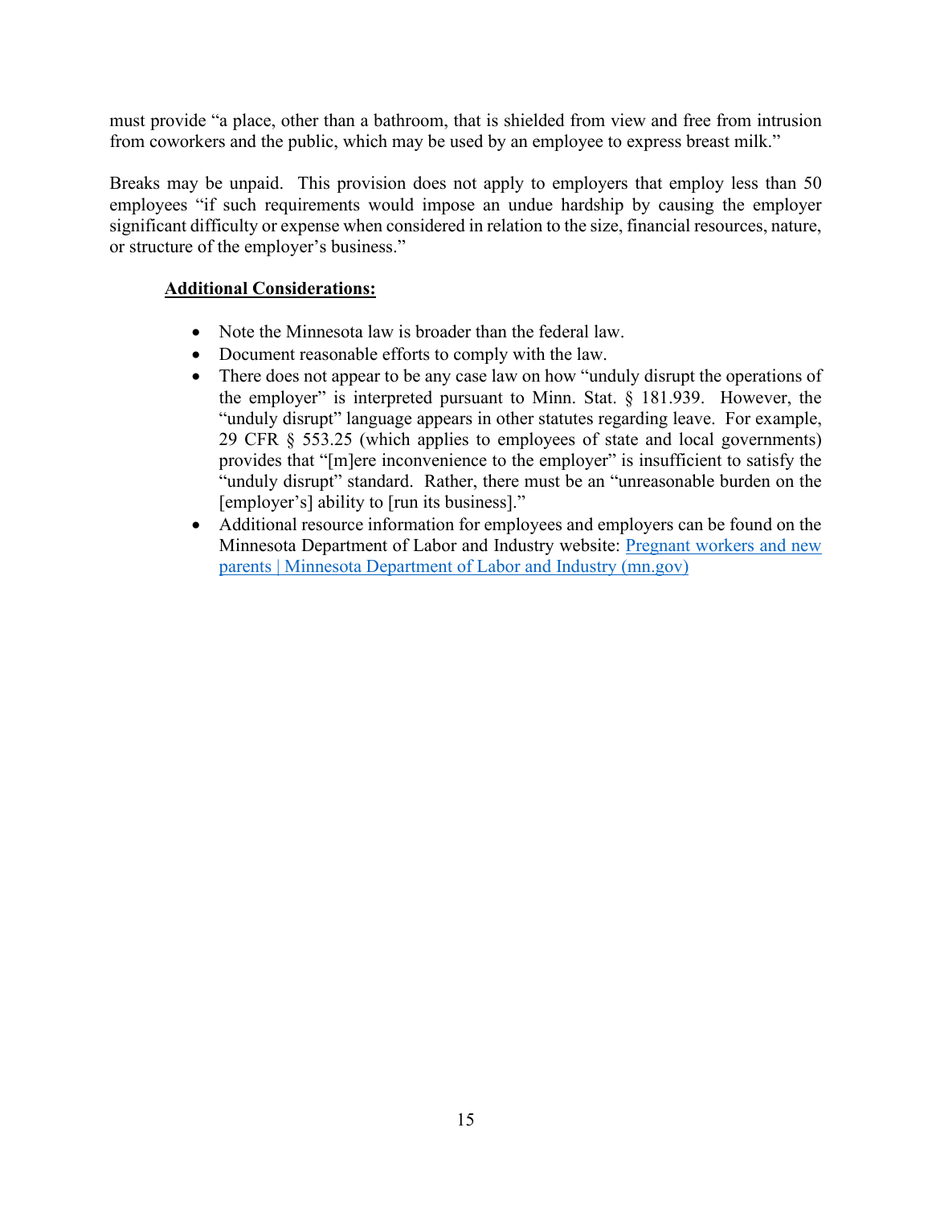must provide "a place, other than a bathroom, that is shielded from view and free from intrusion from coworkers and the public, which may be used by an employee to express breast milk."

Breaks may be unpaid. This provision does not apply to employers that employ less than 50 employees "if such requirements would impose an undue hardship by causing the employer significant difficulty or expense when considered in relation to the size, financial resources, nature, or structure of the employer's business."

**Additional Considerations:**

- Note the Minnesota law is broader than the federal law.
- Document reasonable efforts to comply with the law.
- There does not appear to be any case law on how "unduly disrupt the operations of the employer" is interpreted pursuant to Minn. Stat. § 181.939. However, the "unduly disrupt" language appears in other statutes regarding leave. For example, 29 CFR § 553.25 (which applies to employees of state and local governments) provides that "[m]ere inconvenience to the employer" is insufficient to satisfy the "unduly disrupt" standard. Rather, there must be an "unreasonable burden on the [employer's] ability to [run its business]."
- Additional resource information for employees and employers can be found on the Minnesota Department of Labor and Industry website: Pregnant workers and new parents | Minnesota Department of Labor and Industry (mn.gov)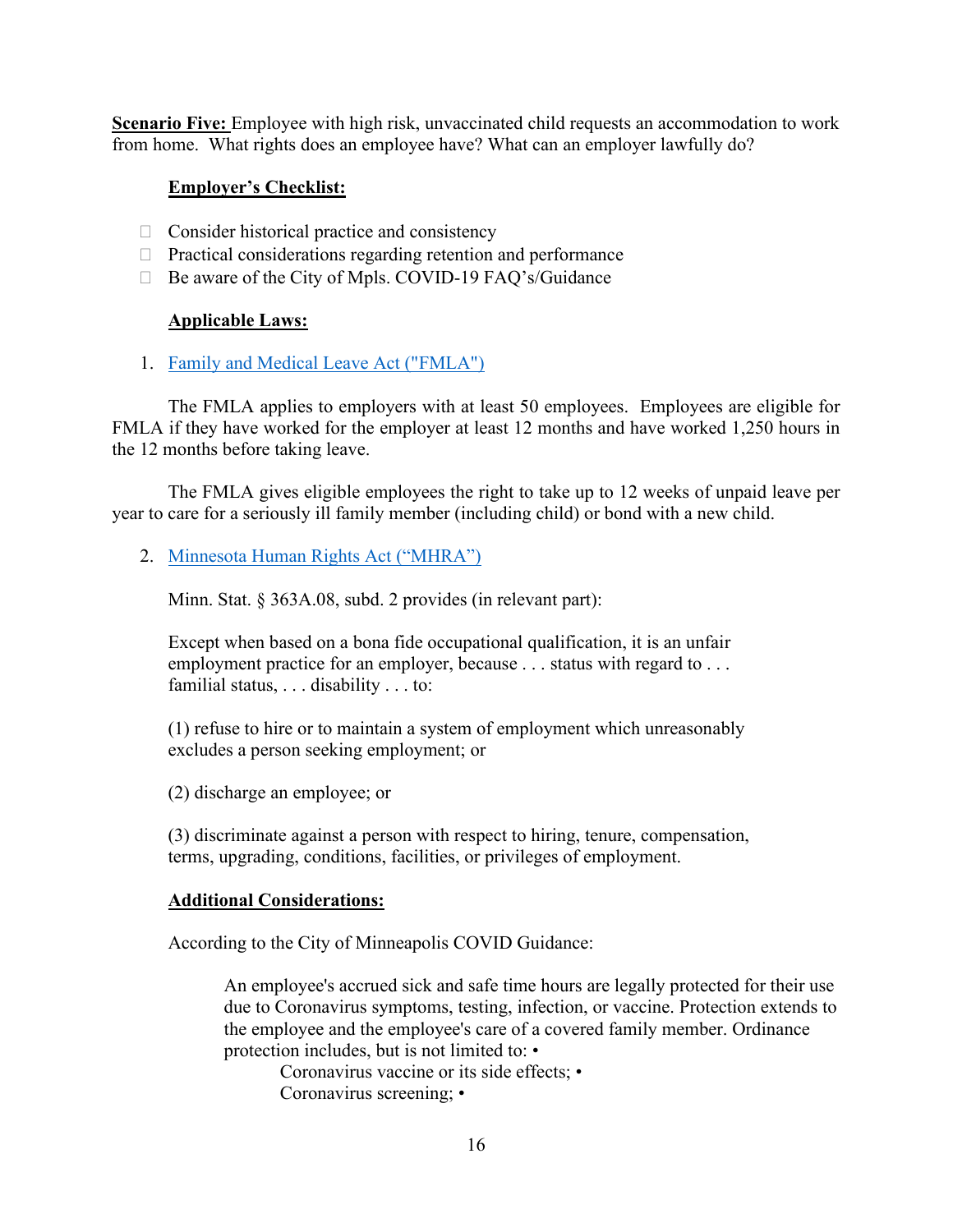**Scenario Five:** Employee with high risk, unvaccinated child requests an accommodation to work from home. What rights does an employee have? What can an employer lawfully do?

**Employer's Checklist:**

- Consider historical practice and consistency
- Practical considerations regarding retention and performance
- Be aware of the City of Mpls. COVID-19 FAQ's/Guidance

**Applicable Laws:**

1. Family and Medical Leave Act ("FMLA")

The FMLA applies to employers with at least 50 employees. Employees are eligible for FMLA if they have worked for the employer at least 12 months and have worked 1,250 hours in the 12 months before taking leave.

The FMLA gives eligible employees the right to take up to 12 weeks of unpaid leave per year to care for a seriously ill family member (including child) or bond with a new child.

2. Minnesota Human Rights Act ("MHRA")

Minn. Stat. § 363A.08, subd. 2 provides (in relevant part):

Except when based on a bona fide occupational qualification, it is an unfair employment practice for an employer, because . . . status with regard to . . . familial status, . . . disability . . . to:

(1) refuse to hire or to maintain a system of employment which unreasonably excludes a person seeking employment; or

(2) discharge an employee; or

(3) discriminate against a person with respect to hiring, tenure, compensation, terms, upgrading, conditions, facilities, or privileges of employment.

**Additional Considerations:**

According to the City of Minneapolis COVID Guidance:

> An employee's accrued sick and safe time hours are legally protected for their use due to Coronavirus symptoms, testing, infection, or vaccine. Protection extends to the employee and the employee's care of a covered family member. Ordinance protection includes, but is not limited to: •
>
> Coronavirus vaccine or its side effects; •
>
> Coronavirus screening; •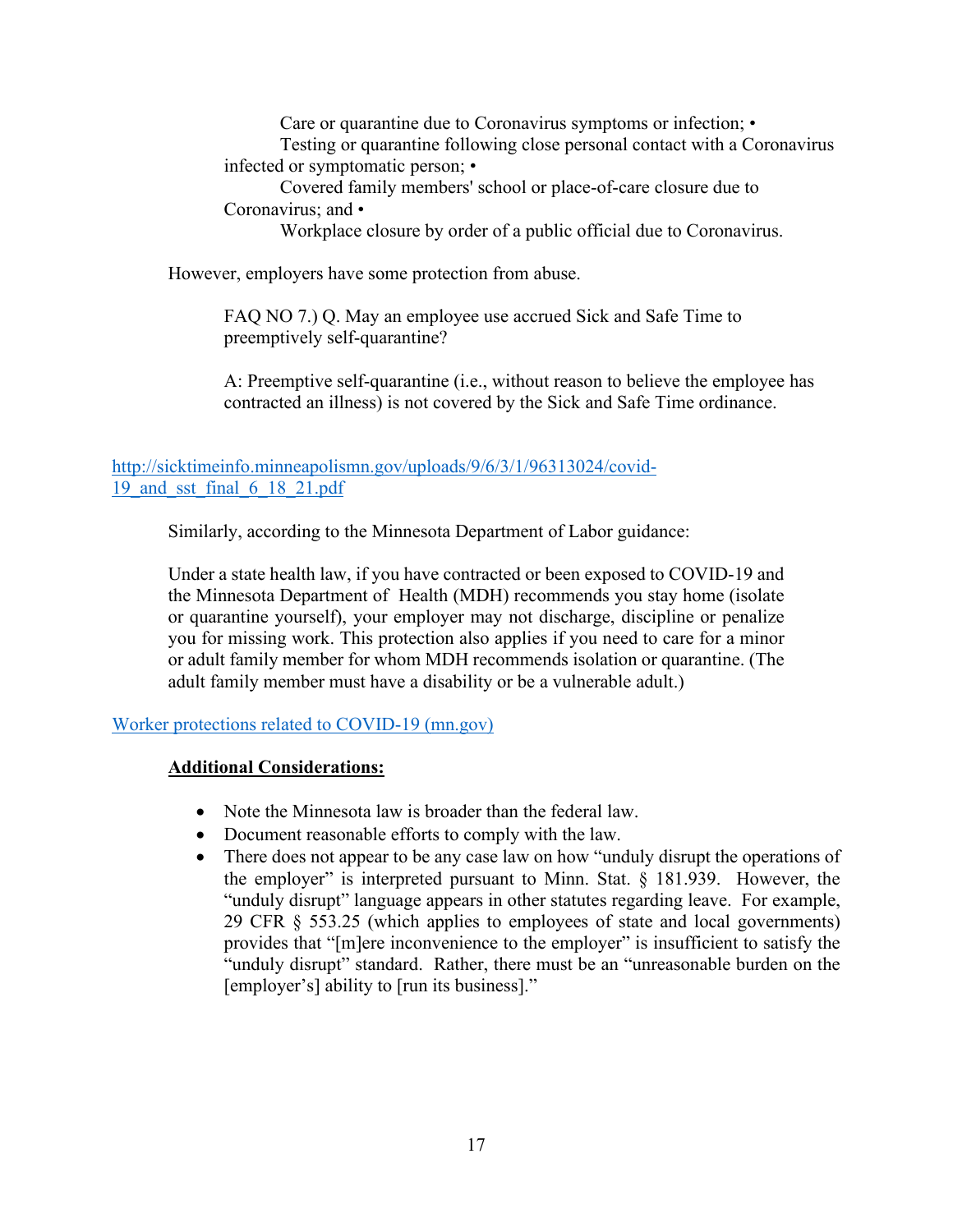Care or quarantine due to Coronavirus symptoms or infection; •
Testing or quarantine following close personal contact with a Coronavirus infected or symptomatic person; •
Covered family members' school or place-of-care closure due to Coronavirus; and •
Workplace closure by order of a public official due to Coronavirus.

However, employers have some protection from abuse.

> FAQ NO 7.) Q. May an employee use accrued Sick and Safe Time to preemptively self-quarantine?
>
> A: Preemptive self-quarantine (i.e., without reason to believe the employee has contracted an illness) is not covered by the Sick and Safe Time ordinance.

[http://sicktimeinfo.minneapolismn.gov/uploads/9/6/3/1/96313024/covid-19_and_sst_final_6_18_21.pdf](http://sicktimeinfo.minneapolismn.gov/uploads/9/6/3/1/96313024/covid-19_and_sst_final_6_18_21.pdf)

Similarly, according to the Minnesota Department of Labor guidance:

> Under a state health law, if you have contracted or been exposed to COVID-19 and the Minnesota Department of Health (MDH) recommends you stay home (isolate or quarantine yourself), your employer may not discharge, discipline or penalize you for missing work. This protection also applies if you need to care for a minor or adult family member for whom MDH recommends isolation or quarantine. (The adult family member must have a disability or be a vulnerable adult.)

Worker protections related to COVID-19 (mn.gov)

**Additional Considerations:**

- Note the Minnesota law is broader than the federal law.
- Document reasonable efforts to comply with the law.
- There does not appear to be any case law on how "unduly disrupt the operations of the employer" is interpreted pursuant to Minn. Stat. § 181.939. However, the "unduly disrupt" language appears in other statutes regarding leave. For example, 29 CFR § 553.25 (which applies to employees of state and local governments) provides that "[m]ere inconvenience to the employer" is insufficient to satisfy the "unduly disrupt" standard. Rather, there must be an "unreasonable burden on the [employer's] ability to [run its business]."